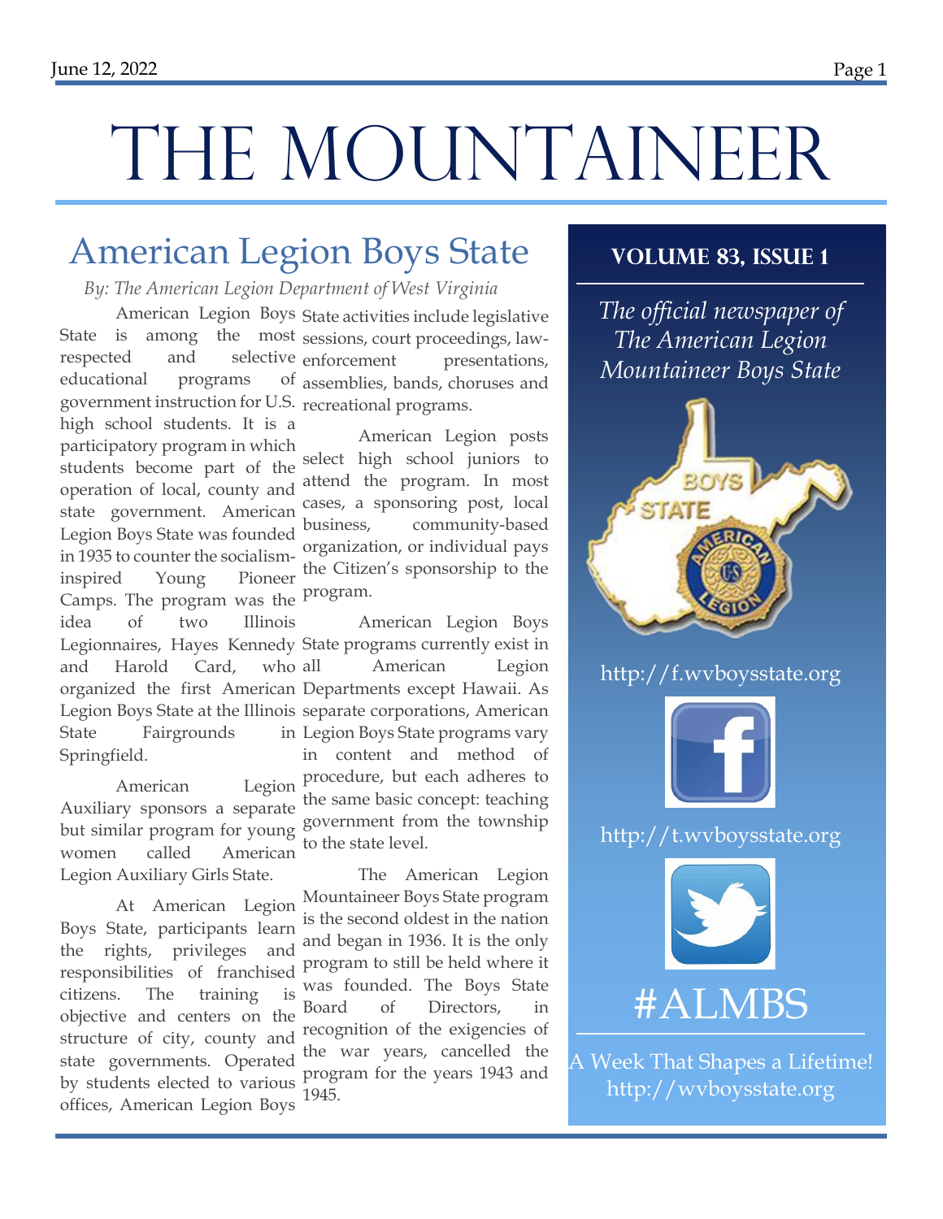# THE MOUNTAINEER

## American Legion Boys State

*By: The American Legion Department of West Virginia*

American Legion Boys State is among the most respected and selective educational programs of government instruction for U.S. high school students. It is a participatory program in which students become part of the operation of local, county and state government. American Legion Boys State was founded in 1935 to counter the socialism-inspired Young Pioneer Camps. The program was the idea of two Illinois Legionnaires, Hayes Kennedy and Harold Card, who organized the first American Legion Boys State at the Illinois State Fairgrounds in Springfield.

American Legion Auxiliary sponsors a separate but similar program for young women called American Legion Auxiliary Girls State.

At American Legion Boys State, participants learn the rights, privileges and responsibilities of franchised citizens. The training is objective and centers on the structure of city, county and state governments. Operated by students elected to various offices, American Legion Boys State activities include legislative sessions, court proceedings, law-enforcement presentations, assemblies, bands, choruses and recreational programs.

American Legion posts select high school juniors to attend the program. In most cases, a sponsoring post, local business, community-based organization, or individual pays the Citizen's sponsorship to the program.

American Legion Boys State programs currently exist in all American Legion Departments except Hawaii. As separate corporations, American Legion Boys State programs vary in content and method of procedure, but each adheres to the same basic concept: teaching government from the township to the state level.

The American Legion Mountaineer Boys State program is the second oldest in the nation and began in 1936. It is the only program to still be held where it was founded. The Boys State Board of Directors, in recognition of the exigencies of the war years, cancelled the program for the years 1943 and 1945.

**VOLUME 83, ISSUE 1**

*The official newspaper of The American Legion Mountaineer Boys State*

http://f.wvboysstate.org

http://t.wvboysstate.org

#ALMBS

A Week That Shapes a Lifetime!
http://wvboysstate.org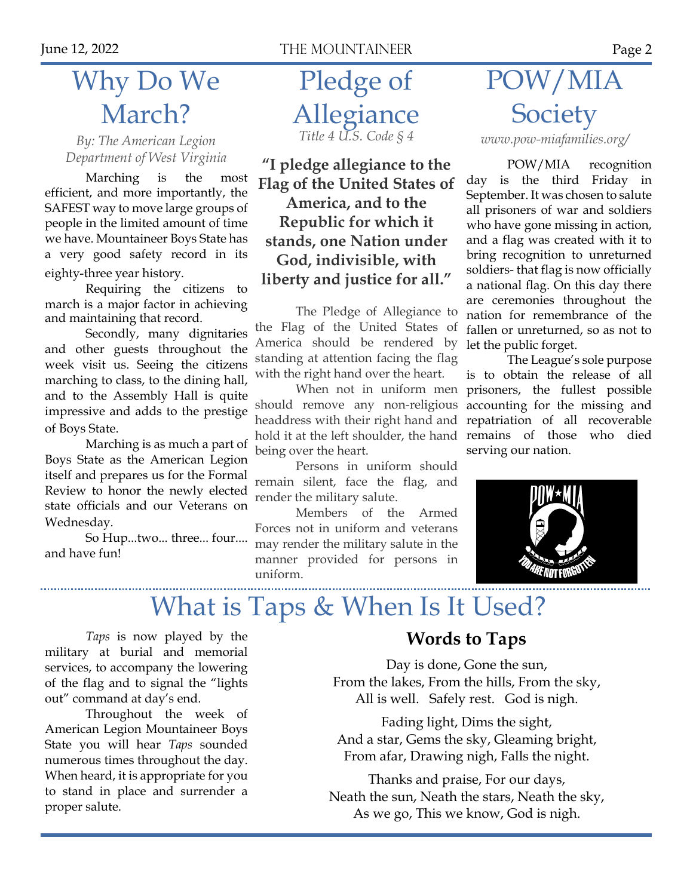# Why Do We March?

*By: The American Legion Department of West Virginia*

Marching is the most efficient, and more importantly, the SAFEST way to move large groups of people in the limited amount of time we have. Mountaineer Boys State has a very good safety record in its eighty-three year history.

Requiring the citizens to march is a major factor in achieving and maintaining that record.

Secondly, many dignitaries and other guests throughout the week visit us. Seeing the citizens marching to class, to the dining hall, and to the Assembly Hall is quite impressive and adds to the prestige of Boys State.

Marching is as much a part of Boys State as the American Legion itself and prepares us for the Formal Review to honor the newly elected state officials and our Veterans on Wednesday.

So Hup...two... three... four.... and have fun!

# Pledge of Allegiance

*Title 4 U.S. Code § 4*

**"I pledge allegiance to the Flag of the United States of America, and to the Republic for which it stands, one Nation under God, indivisible, with liberty and justice for all."**

The Pledge of Allegiance to the Flag of the United States of America should be rendered by standing at attention facing the flag with the right hand over the heart.

When not in uniform men should remove any non-religious headdress with their right hand and hold it at the left shoulder, the hand being over the heart.

Persons in uniform should remain silent, face the flag, and render the military salute.

Members of the Armed Forces not in uniform and veterans may render the military salute in the manner provided for persons in uniform.

# POW/MIA Society

*www.pow-miafamilies.org/*

POW/MIA recognition day is the third Friday in September. It was chosen to salute all prisoners of war and soldiers who have gone missing in action, and a flag was created with it to bring recognition to unreturned soldiers- that flag is now officially a national flag. On this day there are ceremonies throughout the nation for remembrance of the fallen or unreturned, so as not to let the public forget.

The League's sole purpose is to obtain the release of all prisoners, the fullest possible accounting for the missing and repatriation of all recoverable remains of those who died serving our nation.

# What is Taps & When Is It Used?

*Taps* is now played by the military at burial and memorial services, to accompany the lowering of the flag and to signal the "lights out" command at day's end.

Throughout the week of American Legion Mountaineer Boys State you will hear *Taps* sounded numerous times throughout the day. When heard, it is appropriate for you to stand in place and surrender a proper salute.

### Words to Taps

Day is done, Gone the sun,
From the lakes, From the hills, From the sky,
All is well. Safely rest. God is nigh.

Fading light, Dims the sight,
And a star, Gems the sky, Gleaming bright,
From afar, Drawing nigh, Falls the night.

Thanks and praise, For our days,
Neath the sun, Neath the stars, Neath the sky,
As we go, This we know, God is nigh.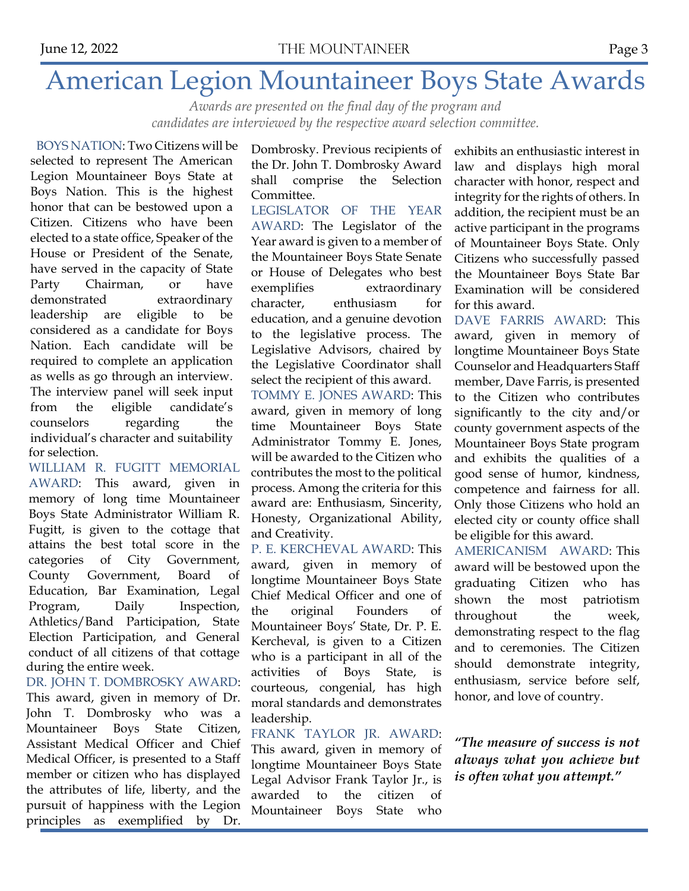# American Legion Mountaineer Boys State Awards

*Awards are presented on the final day of the program and candidates are interviewed by the respective award selection committee.*

BOYS NATION: Two Citizens will be selected to represent The American Legion Mountaineer Boys State at Boys Nation. This is the highest honor that can be bestowed upon a Citizen. Citizens who have been elected to a state office, Speaker of the House or President of the Senate, have served in the capacity of State Party Chairman, or have demonstrated extraordinary leadership are eligible to be considered as a candidate for Boys Nation. Each candidate will be required to complete an application as wells as go through an interview. The interview panel will seek input from the eligible candidate's counselors regarding the individual's character and suitability for selection.

WILLIAM R. FUGITT MEMORIAL AWARD: This award, given in memory of long time Mountaineer Boys State Administrator William R. Fugitt, is given to the cottage that attains the best total score in the categories of City Government, County Government, Board of Education, Bar Examination, Legal Program, Daily Inspection, Athletics/Band Participation, State Election Participation, and General conduct of all citizens of that cottage during the entire week.

DR. JOHN T. DOMBROSKY AWARD: This award, given in memory of Dr. John T. Dombrosky who was a Mountaineer Boys State Citizen, Assistant Medical Officer and Chief Medical Officer, is presented to a Staff member or citizen who has displayed the attributes of life, liberty, and the pursuit of happiness with the Legion principles as exemplified by Dr. Dombrosky. Previous recipients of the Dr. John T. Dombrosky Award shall comprise the Selection Committee.

LEGISLATOR OF THE YEAR AWARD: The Legislator of the Year award is given to a member of the Mountaineer Boys State Senate or House of Delegates who best exemplifies extraordinary character, enthusiasm for education, and a genuine devotion to the legislative process. The Legislative Advisors, chaired by the Legislative Coordinator shall select the recipient of this award.

TOMMY E. JONES AWARD: This award, given in memory of long time Mountaineer Boys State Administrator Tommy E. Jones, will be awarded to the Citizen who contributes the most to the political process. Among the criteria for this award are: Enthusiasm, Sincerity, Honesty, Organizational Ability, and Creativity.

P. E. KERCHEVAL AWARD: This award, given in memory of longtime Mountaineer Boys State Chief Medical Officer and one of the original Founders of Mountaineer Boys' State, Dr. P. E. Kercheval, is given to a Citizen who is a participant in all of the activities of Boys State, is courteous, congenial, has high moral standards and demonstrates leadership.

FRANK TAYLOR JR. AWARD: This award, given in memory of longtime Mountaineer Boys State Legal Advisor Frank Taylor Jr., is awarded to the citizen of Mountaineer Boys State who exhibits an enthusiastic interest in law and displays high moral character with honor, respect and integrity for the rights of others. In addition, the recipient must be an active participant in the programs of Mountaineer Boys State. Only Citizens who successfully passed the Mountaineer Boys State Bar Examination will be considered for this award.

DAVE FARRIS AWARD: This award, given in memory of longtime Mountaineer Boys State Counselor and Headquarters Staff member, Dave Farris, is presented to the Citizen who contributes significantly to the city and/or county government aspects of the Mountaineer Boys State program and exhibits the qualities of a good sense of humor, kindness, competence and fairness for all. Only those Citizens who hold an elected city or county office shall be eligible for this award.

AMERICANISM AWARD: This award will be bestowed upon the graduating Citizen who has shown the most patriotism throughout the week, demonstrating respect to the flag and to ceremonies. The Citizen should demonstrate integrity, enthusiasm, service before self, honor, and love of country.

***"The measure of success is not always what you achieve but is often what you attempt."***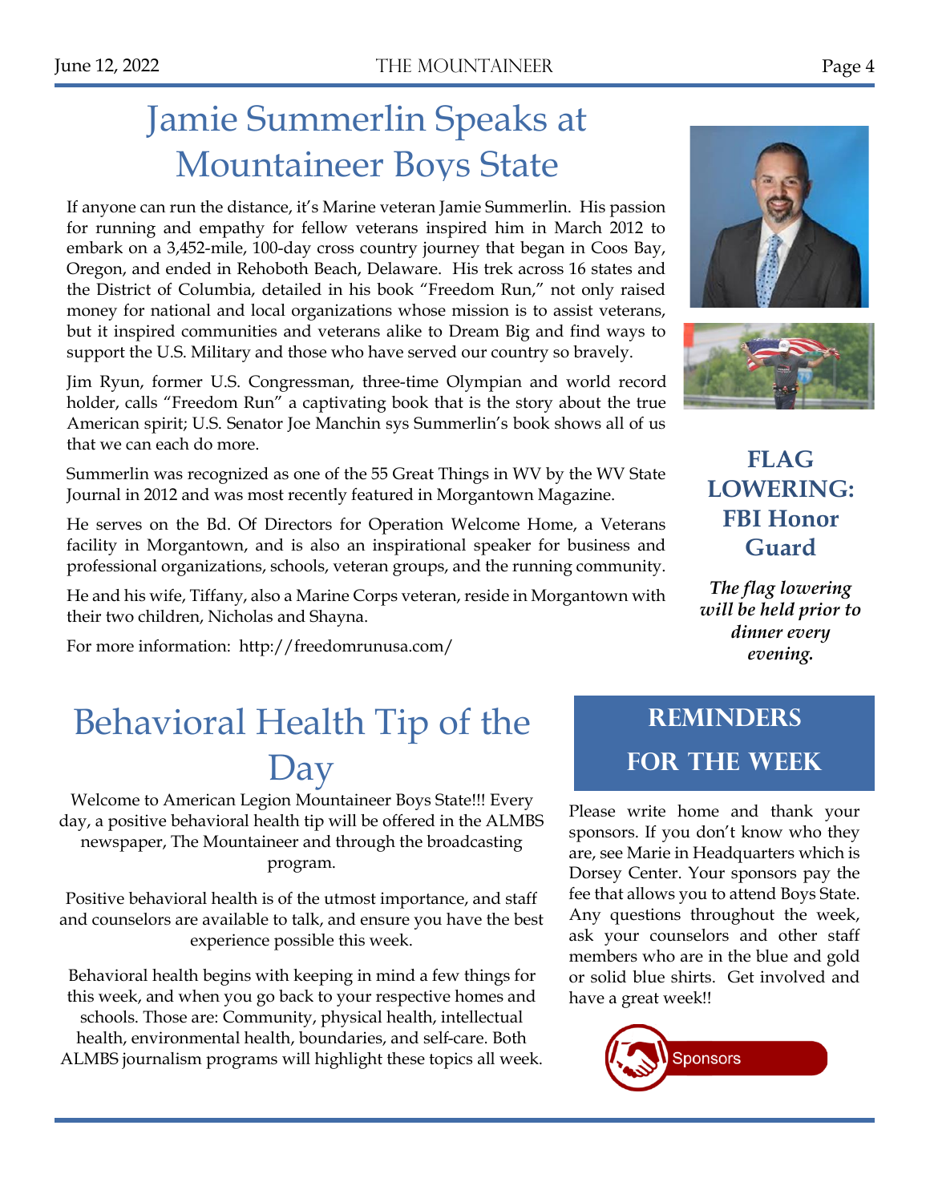# Jamie Summerlin Speaks at Mountaineer Boys State

If anyone can run the distance, it's Marine veteran Jamie Summerlin. His passion for running and empathy for fellow veterans inspired him in March 2012 to embark on a 3,452-mile, 100-day cross country journey that began in Coos Bay, Oregon, and ended in Rehoboth Beach, Delaware. His trek across 16 states and the District of Columbia, detailed in his book "Freedom Run," not only raised money for national and local organizations whose mission is to assist veterans, but it inspired communities and veterans alike to Dream Big and find ways to support the U.S. Military and those who have served our country so bravely.

Jim Ryun, former U.S. Congressman, three-time Olympian and world record holder, calls "Freedom Run" a captivating book that is the story about the true American spirit; U.S. Senator Joe Manchin sys Summerlin's book shows all of us that we can each do more.

Summerlin was recognized as one of the 55 Great Things in WV by the WV State Journal in 2012 and was most recently featured in Morgantown Magazine.

He serves on the Bd. Of Directors for Operation Welcome Home, a Veterans facility in Morgantown, and is also an inspirational speaker for business and professional organizations, schools, veteran groups, and the running community.

He and his wife, Tiffany, also a Marine Corps veteran, reside in Morgantown with their two children, Nicholas and Shayna.

For more information: http://freedomrunusa.com/

## FLAG LOWERING: FBI Honor Guard

***The flag lowering will be held prior to dinner every evening.***

# Behavioral Health Tip of the Day

Welcome to American Legion Mountaineer Boys State!!! Every day, a positive behavioral health tip will be offered in the ALMBS newspaper, The Mountaineer and through the broadcasting program.

Positive behavioral health is of the utmost importance, and staff and counselors are available to talk, and ensure you have the best experience possible this week.

Behavioral health begins with keeping in mind a few things for this week, and when you go back to your respective homes and schools. Those are: Community, physical health, intellectual health, environmental health, boundaries, and self-care. Both ALMBS journalism programs will highlight these topics all week.

## REMINDERS FOR THE WEEK

Please write home and thank your sponsors. If you don't know who they are, see Marie in Headquarters which is Dorsey Center. Your sponsors pay the fee that allows you to attend Boys State. Any questions throughout the week, ask your counselors and other staff members who are in the blue and gold or solid blue shirts. Get involved and have a great week!!

Sponsors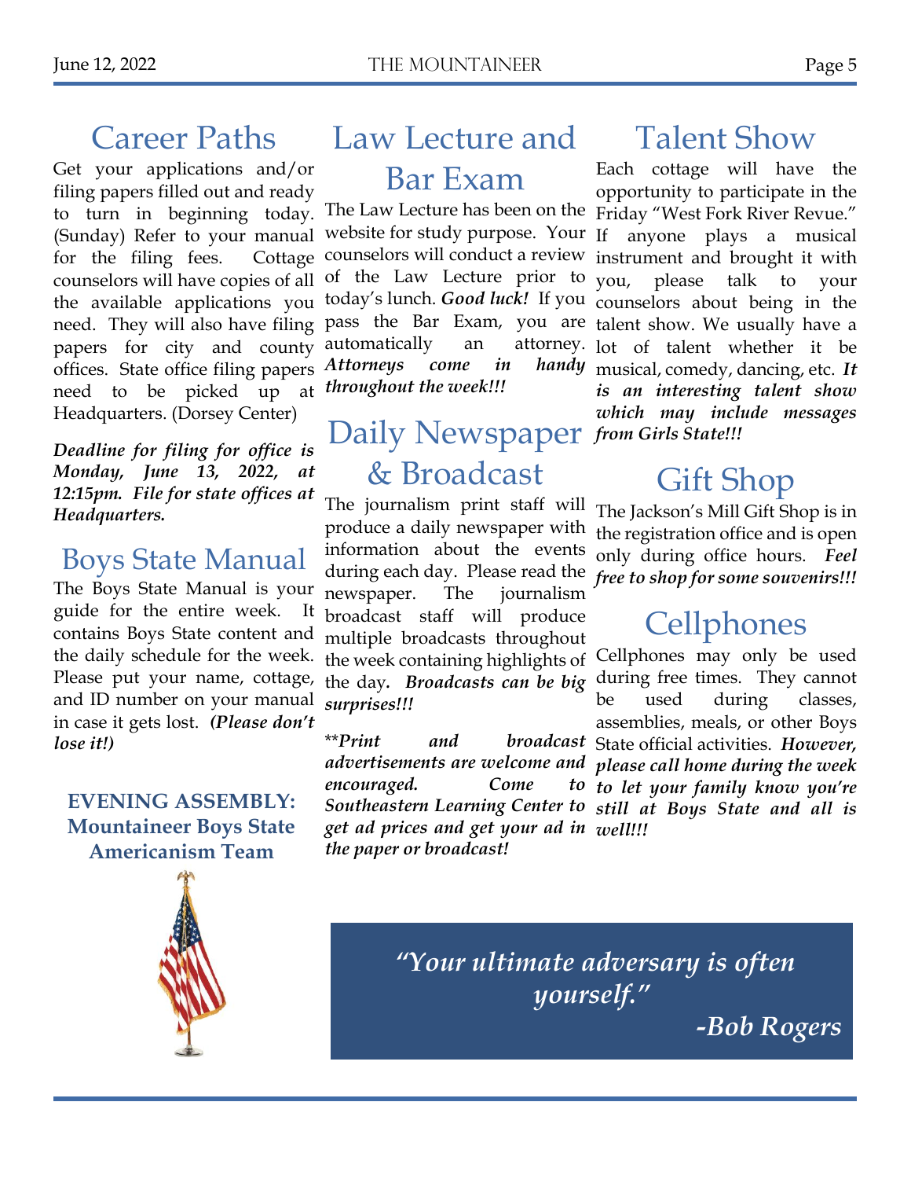## Career Paths

Get your applications and/or filing papers filled out and ready to turn in beginning today. (Sunday) Refer to your manual for the filing fees. Cottage counselors will have copies of all the available applications you need. They will also have filing papers for city and county offices. State office filing papers need to be picked up at Headquarters. (Dorsey Center)

***Deadline for filing for office is Monday, June 13, 2022, at 12:15pm. File for state offices at Headquarters.***

## Boys State Manual

The Boys State Manual is your guide for the entire week. It contains Boys State content and the daily schedule for the week. Please put your name, cottage, and ID number on your manual in case it gets lost. ***(Please don't lose it!)***

**EVENING ASSEMBLY: Mountaineer Boys State Americanism Team**

## Law Lecture and Bar Exam

The Law Lecture has been on the website for study purpose. Your counselors will conduct a review of the Law Lecture prior to today's lunch. ***Good luck!*** If you pass the Bar Exam, you are automatically an attorney. ***Attorneys come in handy throughout the week!!!***

## Daily Newspaper & Broadcast

The journalism print staff will produce a daily newspaper with information about the events during each day. Please read the newspaper. The journalism broadcast staff will produce multiple broadcasts throughout the week containing highlights of the day***. Broadcasts can be big surprises!!!***

*\*\*Print and broadcast advertisements are welcome and encouraged. Come to Southeastern Learning Center to get ad prices and get your ad in the paper or broadcast!*

## Talent Show

Each cottage will have the opportunity to participate in the Friday "West Fork River Revue." If anyone plays a musical instrument and brought it with you, please talk to your counselors about being in the talent show. We usually have a lot of talent whether it be musical, comedy, dancing, etc. ***It is an interesting talent show which may include messages from Girls State!!!***

## Gift Shop

The Jackson's Mill Gift Shop is in the registration office and is open only during office hours. ***Feel free to shop for some souvenirs!!!***

## Cellphones

Cellphones may only be used during free times. They cannot be used during classes, assemblies, meals, or other Boys State official activities. ***However, please call home during the week to let your family know you're still at Boys State and all is well!!!***

***"Your ultimate adversary is often yourself."***

***-Bob Rogers***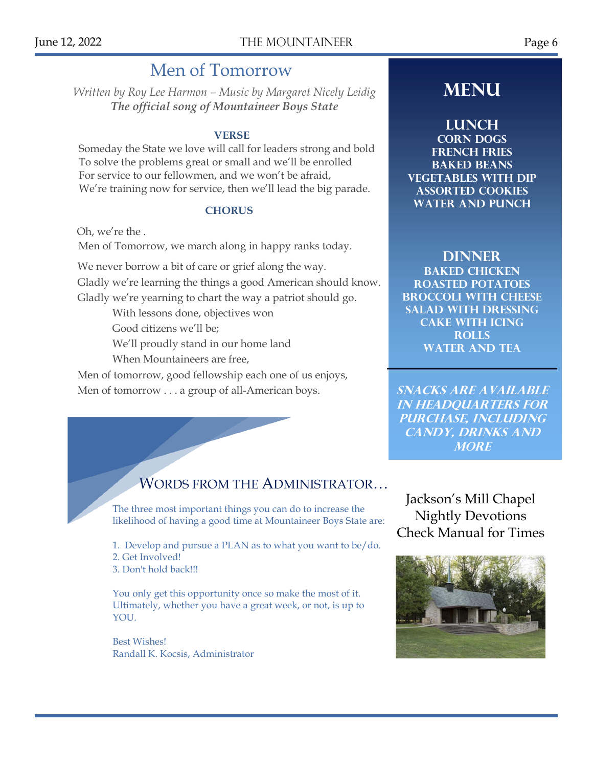# Men of Tomorrow

*Written by Roy Lee Harmon – Music by Margaret Nicely Leidig*
***The official song of Mountaineer Boys State***

**VERSE**

Someday the State we love will call for leaders strong and bold
To solve the problems great or small and we'll be enrolled
For service to our fellowmen, and we won't be afraid,
We're training now for service, then we'll lead the big parade.

**CHORUS**

Oh, we're the .
Men of Tomorrow, we march along in happy ranks today.
We never borrow a bit of care or grief along the way.
Gladly we're learning the things a good American should know.
Gladly we're yearning to chart the way a patriot should go.
With lessons done, objectives won
Good citizens we'll be;
We'll proudly stand in our home land
When Mountaineers are free,
Men of tomorrow, good fellowship each one of us enjoys,
Men of tomorrow . . . a group of all-American boys.

## Words from the Administrator…

The three most important things you can do to increase the likelihood of having a good time at Mountaineer Boys State are:

1. Develop and pursue a PLAN as to what you want to be/do.
2. Get Involved!
3. Don't hold back!!!

You only get this opportunity once so make the most of it. Ultimately, whether you have a great week, or not, is up to YOU.

Best Wishes!
Randall K. Kocsis, Administrator

## MENU

### LUNCH

**CORN DOGS**
**FRENCH FRIES**
**BAKED BEANS**
**VEGETABLES WITH DIP**
**ASSORTED COOKIES**
**WATER AND PUNCH**

### DINNER

**BAKED CHICKEN**
**ROASTED POTATOES**
**BROCCOLI WITH CHEESE**
**SALAD WITH DRESSING**
**CAKE WITH ICING**
**ROLLS**
**WATER AND TEA**

***SNACKS ARE AVAILABLE IN HEADQUARTERS FOR PURCHASE, INCLUDING CANDY, DRINKS AND MORE***

Jackson's Mill Chapel
Nightly Devotions
Check Manual for Times